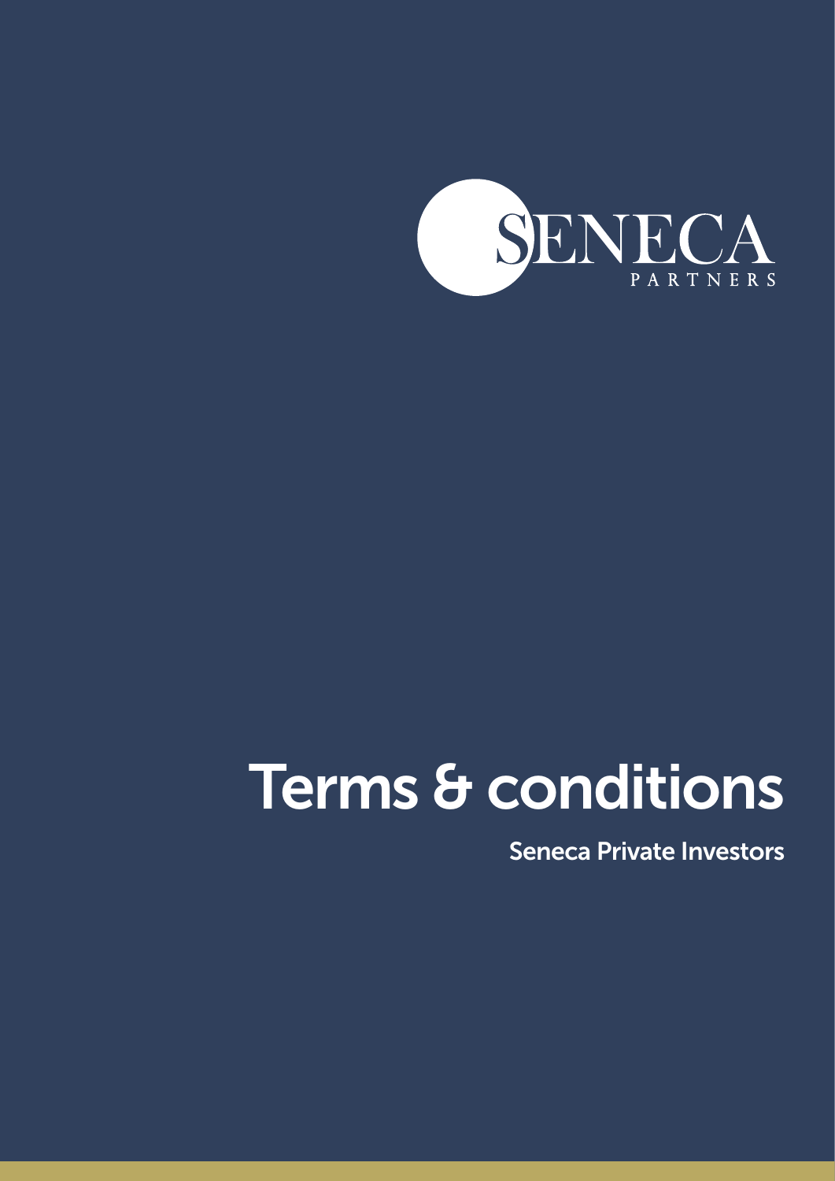SENECA
PARTNERS

# Terms & conditions

Seneca Private Investors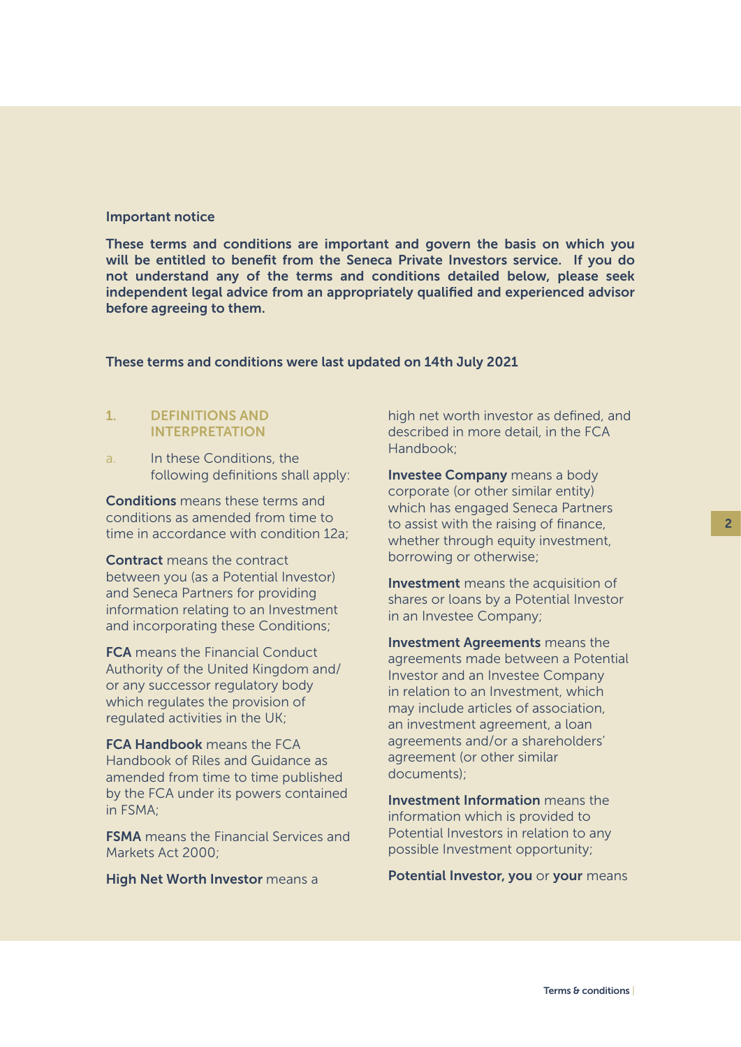**Important notice**

**These terms and conditions are important and govern the basis on which you will be entitled to benefit from the Seneca Private Investors service. If you do not understand any of the terms and conditions detailed below, please seek independent legal advice from an appropriately qualified and experienced advisor before agreeing to them.**

**These terms and conditions were last updated on 14th July 2021**

## 1. DEFINITIONS AND INTERPRETATION

a. In these Conditions, the following definitions shall apply:

**Conditions** means these terms and conditions as amended from time to time in accordance with condition 12a;

**Contract** means the contract between you (as a Potential Investor) and Seneca Partners for providing information relating to an Investment and incorporating these Conditions;

**FCA** means the Financial Conduct Authority of the United Kingdom and/or any successor regulatory body which regulates the provision of regulated activities in the UK;

**FCA Handbook** means the FCA Handbook of Riles and Guidance as amended from time to time published by the FCA under its powers contained in FSMA;

**FSMA** means the Financial Services and Markets Act 2000;

**High Net Worth Investor** means a high net worth investor as defined, and described in more detail, in the FCA Handbook;

**Investee Company** means a body corporate (or other similar entity) which has engaged Seneca Partners to assist with the raising of finance, whether through equity investment, borrowing or otherwise;

**Investment** means the acquisition of shares or loans by a Potential Investor in an Investee Company;

**Investment Agreements** means the agreements made between a Potential Investor and an Investee Company in relation to an Investment, which may include articles of association, an investment agreement, a loan agreements and/or a shareholders' agreement (or other similar documents);

**Investment Information** means the information which is provided to Potential Investors in relation to any possible Investment opportunity;

**Potential Investor, you** or **your** means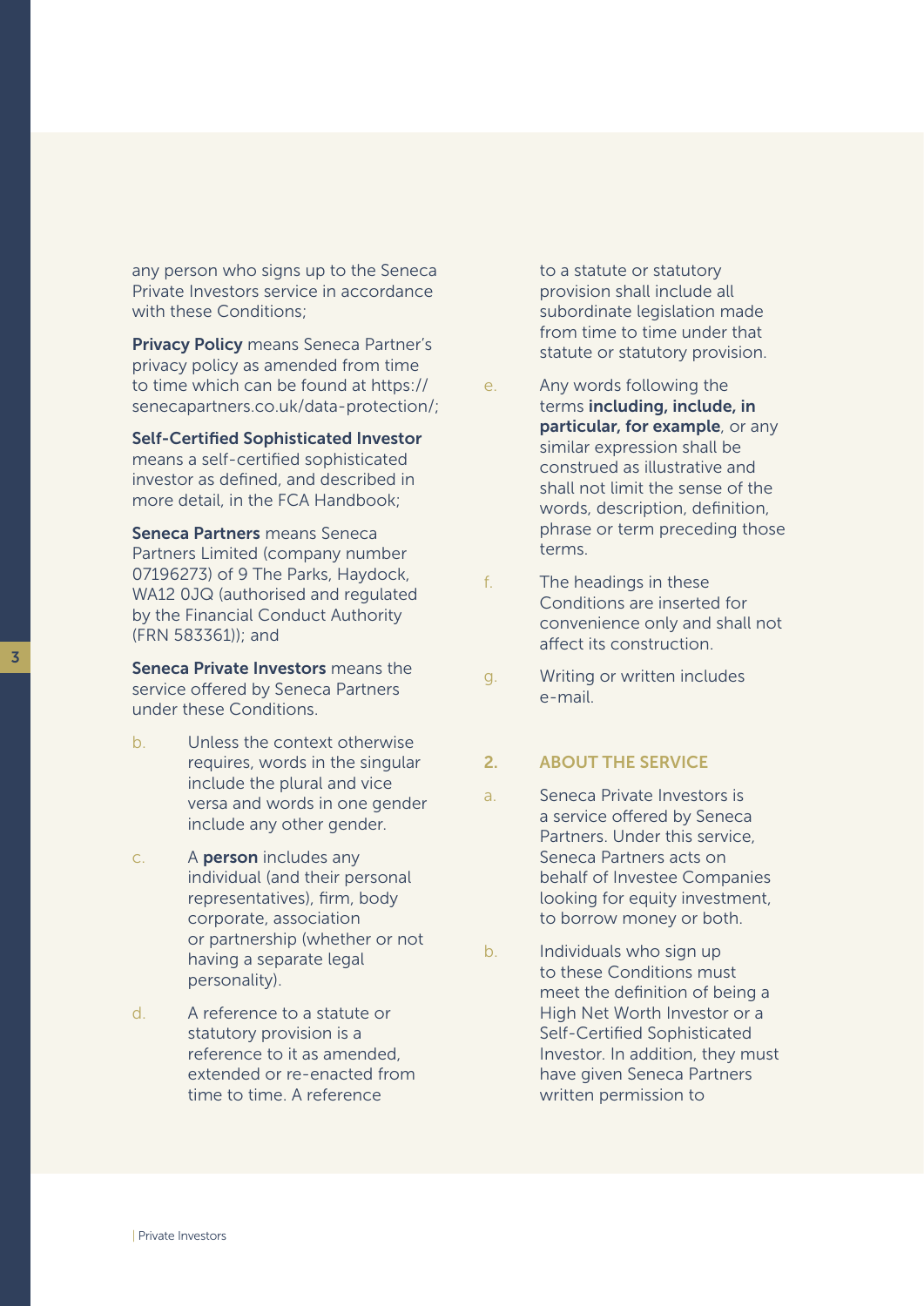any person who signs up to the Seneca Private Investors service in accordance with these Conditions;

**Privacy Policy** means Seneca Partner's privacy policy as amended from time to time which can be found at https://senecapartners.co.uk/data-protection/;

**Self-Certified Sophisticated Investor** means a self-certified sophisticated investor as defined, and described in more detail, in the FCA Handbook;

**Seneca Partners** means Seneca Partners Limited (company number 07196273) of 9 The Parks, Haydock, WA12 0JQ (authorised and regulated by the Financial Conduct Authority (FRN 583361)); and

**Seneca Private Investors** means the service offered by Seneca Partners under these Conditions.

b. Unless the context otherwise requires, words in the singular include the plural and vice versa and words in one gender include any other gender.

c. A **person** includes any individual (and their personal representatives), firm, body corporate, association or partnership (whether or not having a separate legal personality).

d. A reference to a statute or statutory provision is a reference to it as amended, extended or re-enacted from time to time. A reference to a statute or statutory provision shall include all subordinate legislation made from time to time under that statute or statutory provision.

e. Any words following the terms **including, include, in particular, for example**, or any similar expression shall be construed as illustrative and shall not limit the sense of the words, description, definition, phrase or term preceding those terms.

f. The headings in these Conditions are inserted for convenience only and shall not affect its construction.

g. Writing or written includes e-mail.

## 2. ABOUT THE SERVICE

a. Seneca Private Investors is a service offered by Seneca Partners. Under this service, Seneca Partners acts on behalf of Investee Companies looking for equity investment, to borrow money or both.

b. Individuals who sign up to these Conditions must meet the definition of being a High Net Worth Investor or a Self-Certified Sophisticated Investor. In addition, they must have given Seneca Partners written permission to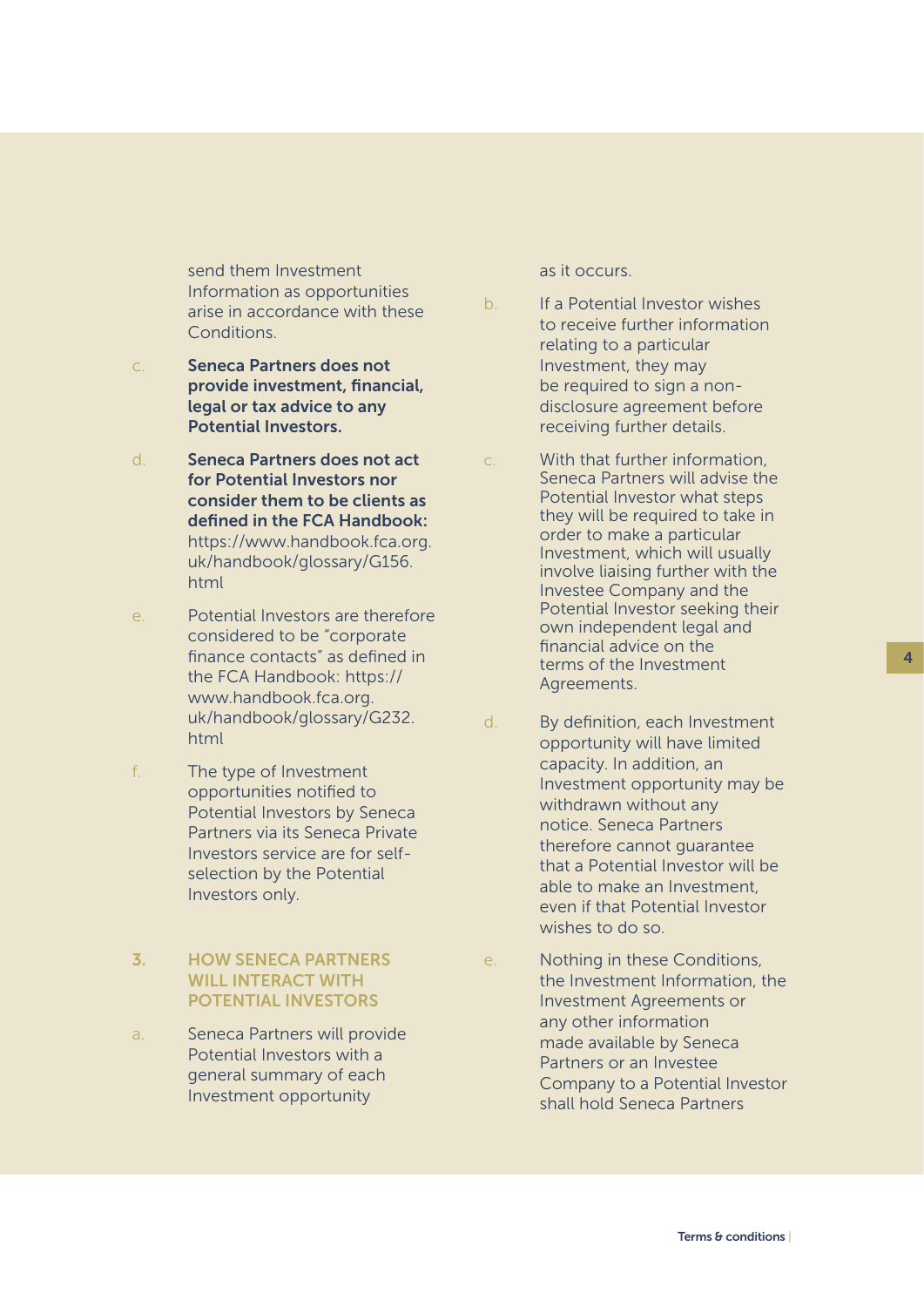send them Investment Information as opportunities arise in accordance with these Conditions.

c. **Seneca Partners does not provide investment, financial, legal or tax advice to any Potential Investors.**

d. **Seneca Partners does not act for Potential Investors nor consider them to be clients as defined in the FCA Handbook:** https://www.handbook.fca.org.uk/handbook/glossary/G156.html

e. Potential Investors are therefore considered to be "corporate finance contacts" as defined in the FCA Handbook: https://www.handbook.fca.org.uk/handbook/glossary/G232.html

f. The type of Investment opportunities notified to Potential Investors by Seneca Partners via its Seneca Private Investors service are for self-selection by the Potential Investors only.

## 3. HOW SENECA PARTNERS WILL INTERACT WITH POTENTIAL INVESTORS

a. Seneca Partners will provide Potential Investors with a general summary of each Investment opportunity as it occurs.

b. If a Potential Investor wishes to receive further information relating to a particular Investment, they may be required to sign a non-disclosure agreement before receiving further details.

c. With that further information, Seneca Partners will advise the Potential Investor what steps they will be required to take in order to make a particular Investment, which will usually involve liaising further with the Investee Company and the Potential Investor seeking their own independent legal and financial advice on the terms of the Investment Agreements.

d. By definition, each Investment opportunity will have limited capacity. In addition, an Investment opportunity may be withdrawn without any notice. Seneca Partners therefore cannot guarantee that a Potential Investor will be able to make an Investment, even if that Potential Investor wishes to do so.

e. Nothing in these Conditions, the Investment Information, the Investment Agreements or any other information made available by Seneca Partners or an Investee Company to a Potential Investor shall hold Seneca Partners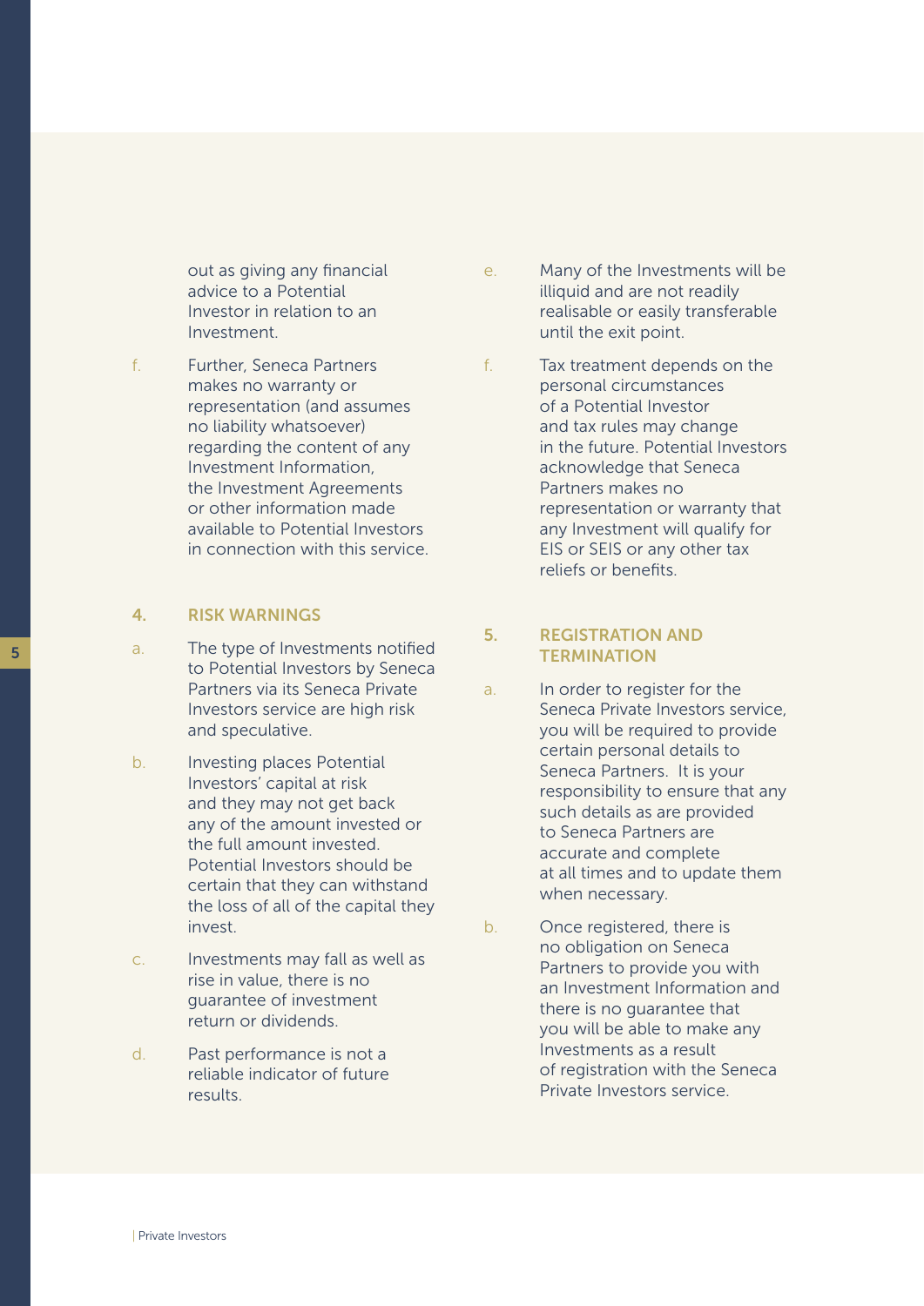out as giving any financial advice to a Potential Investor in relation to an Investment.

f. Further, Seneca Partners makes no warranty or representation (and assumes no liability whatsoever) regarding the content of any Investment Information, the Investment Agreements or other information made available to Potential Investors in connection with this service.

## 4. RISK WARNINGS

a. The type of Investments notified to Potential Investors by Seneca Partners via its Seneca Private Investors service are high risk and speculative.

b. Investing places Potential Investors' capital at risk and they may not get back any of the amount invested or the full amount invested. Potential Investors should be certain that they can withstand the loss of all of the capital they invest.

c. Investments may fall as well as rise in value, there is no guarantee of investment return or dividends.

d. Past performance is not a reliable indicator of future results.

e. Many of the Investments will be illiquid and are not readily realisable or easily transferable until the exit point.

f. Tax treatment depends on the personal circumstances of a Potential Investor and tax rules may change in the future. Potential Investors acknowledge that Seneca Partners makes no representation or warranty that any Investment will qualify for EIS or SEIS or any other tax reliefs or benefits.

## 5. REGISTRATION AND TERMINATION

a. In order to register for the Seneca Private Investors service, you will be required to provide certain personal details to Seneca Partners. It is your responsibility to ensure that any such details as are provided to Seneca Partners are accurate and complete at all times and to update them when necessary.

b. Once registered, there is no obligation on Seneca Partners to provide you with an Investment Information and there is no guarantee that you will be able to make any Investments as a result of registration with the Seneca Private Investors service.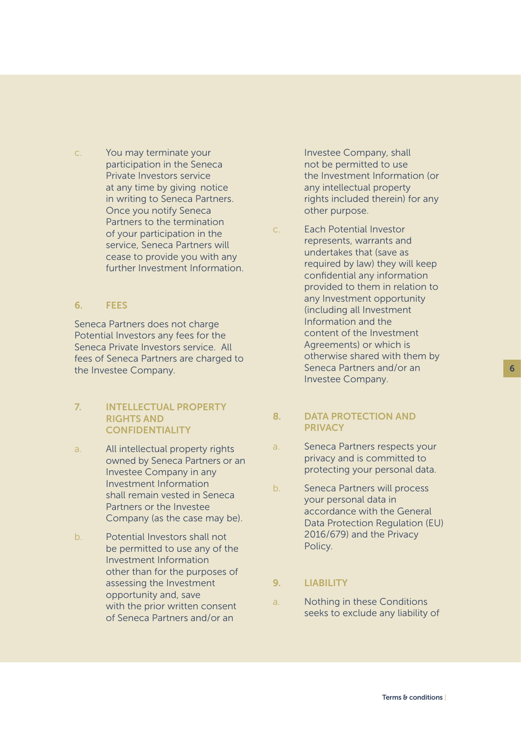c. You may terminate your participation in the Seneca Private Investors service at any time by giving notice in writing to Seneca Partners. Once you notify Seneca Partners to the termination of your participation in the service, Seneca Partners will cease to provide you with any further Investment Information.

## 6. FEES

Seneca Partners does not charge Potential Investors any fees for the Seneca Private Investors service. All fees of Seneca Partners are charged to the Investee Company.

## 7. INTELLECTUAL PROPERTY RIGHTS AND CONFIDENTIALITY

a. All intellectual property rights owned by Seneca Partners or an Investee Company in any Investment Information shall remain vested in Seneca Partners or the Investee Company (as the case may be).

b. Potential Investors shall not be permitted to use any of the Investment Information other than for the purposes of assessing the Investment opportunity and, save with the prior written consent of Seneca Partners and/or an Investee Company, shall not be permitted to use the Investment Information (or any intellectual property rights included therein) for any other purpose.

c. Each Potential Investor represents, warrants and undertakes that (save as required by law) they will keep confidential any information provided to them in relation to any Investment opportunity (including all Investment Information and the content of the Investment Agreements) or which is otherwise shared with them by Seneca Partners and/or an Investee Company.

## 8. DATA PROTECTION AND PRIVACY

a. Seneca Partners respects your privacy and is committed to protecting your personal data.

b. Seneca Partners will process your personal data in accordance with the General Data Protection Regulation (EU) 2016/679) and the Privacy Policy.

## 9. LIABILITY

a. Nothing in these Conditions seeks to exclude any liability of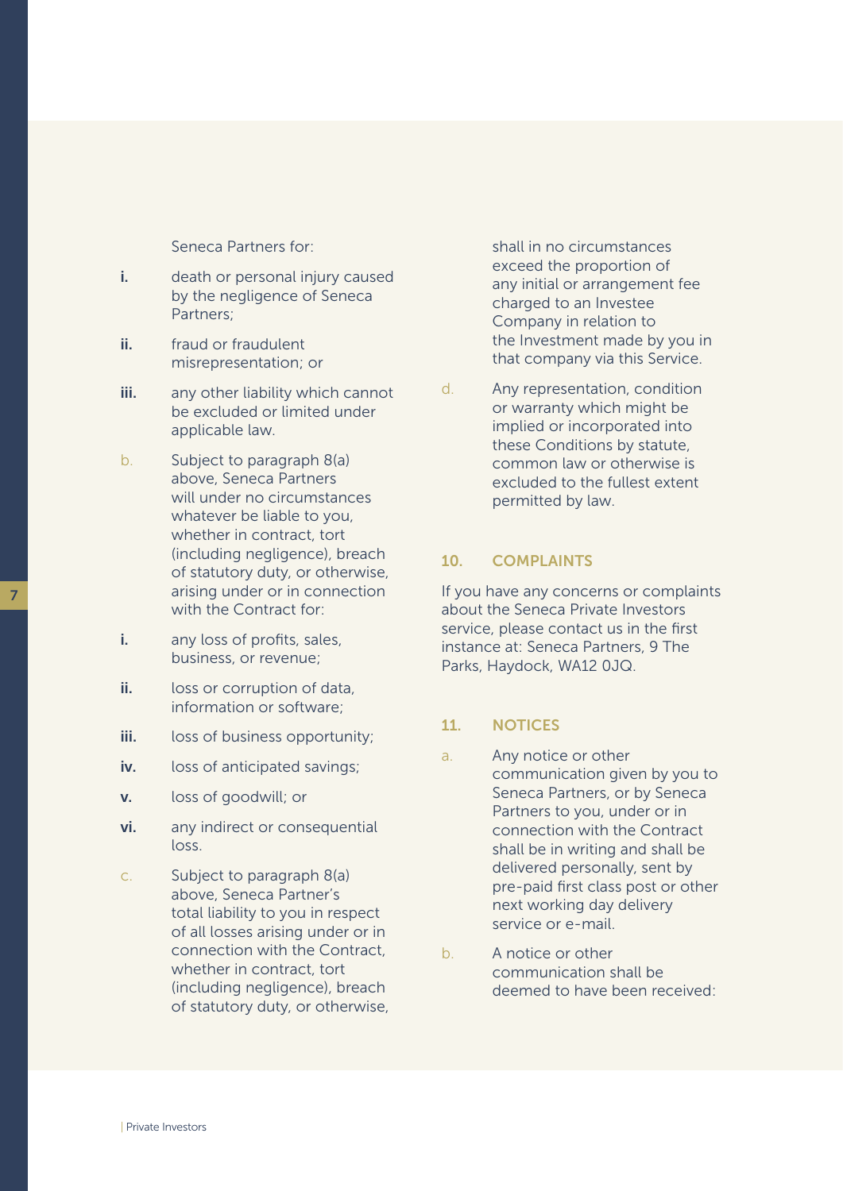Seneca Partners for:

- **i.** death or personal injury caused by the negligence of Seneca Partners;
- **ii.** fraud or fraudulent misrepresentation; or
- **iii.** any other liability which cannot be excluded or limited under applicable law.

b. Subject to paragraph 8(a) above, Seneca Partners will under no circumstances whatever be liable to you, whether in contract, tort (including negligence), breach of statutory duty, or otherwise, arising under or in connection with the Contract for:

- **i.** any loss of profits, sales, business, or revenue;
- **ii.** loss or corruption of data, information or software;
- **iii.** loss of business opportunity;
- **iv.** loss of anticipated savings;
- **v.** loss of goodwill; or
- **vi.** any indirect or consequential loss.

c. Subject to paragraph 8(a) above, Seneca Partner's total liability to you in respect of all losses arising under or in connection with the Contract, whether in contract, tort (including negligence), breach of statutory duty, or otherwise, shall in no circumstances exceed the proportion of any initial or arrangement fee charged to an Investee Company in relation to the Investment made by you in that company via this Service.

d. Any representation, condition or warranty which might be implied or incorporated into these Conditions by statute, common law or otherwise is excluded to the fullest extent permitted by law.

## 10. COMPLAINTS

If you have any concerns or complaints about the Seneca Private Investors service, please contact us in the first instance at: Seneca Partners, 9 The Parks, Haydock, WA12 0JQ.

## 11. NOTICES

a. Any notice or other communication given by you to Seneca Partners, or by Seneca Partners to you, under or in connection with the Contract shall be in writing and shall be delivered personally, sent by pre-paid first class post or other next working day delivery service or e-mail.

b. A notice or other communication shall be deemed to have been received: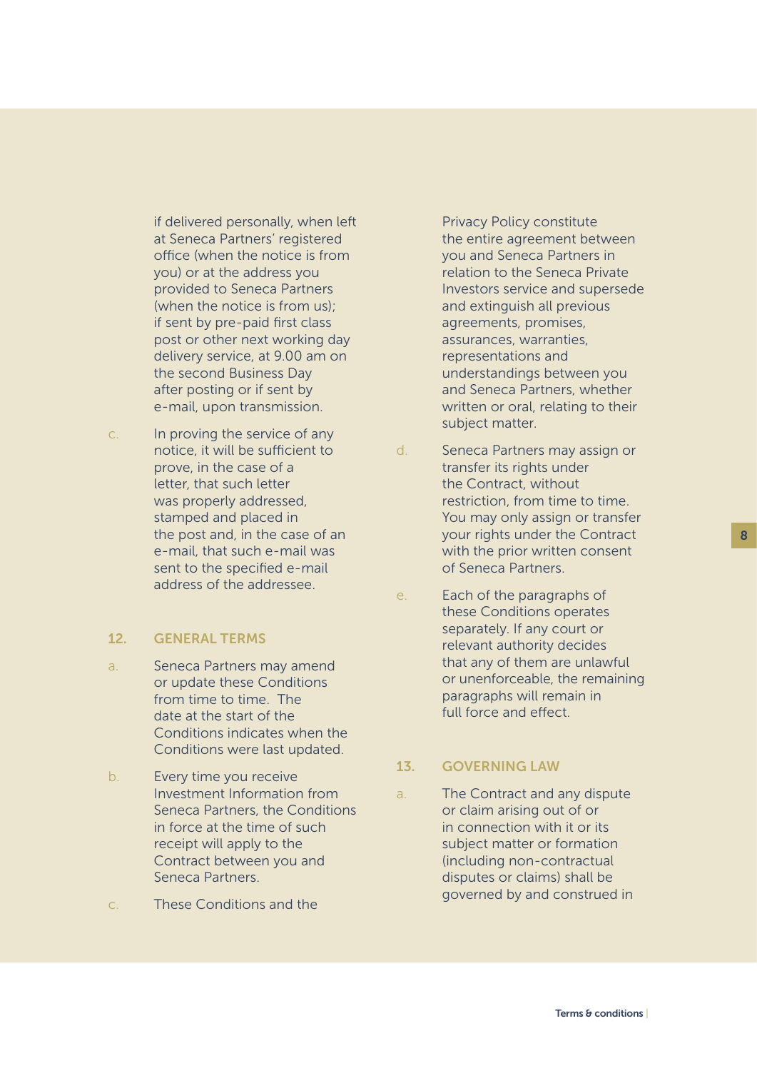if delivered personally, when left at Seneca Partners' registered office (when the notice is from you) or at the address you provided to Seneca Partners (when the notice is from us); if sent by pre-paid first class post or other next working day delivery service, at 9.00 am on the second Business Day after posting or if sent by e-mail, upon transmission.

c. In proving the service of any notice, it will be sufficient to prove, in the case of a letter, that such letter was properly addressed, stamped and placed in the post and, in the case of an e-mail, that such e-mail was sent to the specified e-mail address of the addressee.

## 12. GENERAL TERMS

a. Seneca Partners may amend or update these Conditions from time to time. The date at the start of the Conditions indicates when the Conditions were last updated.

b. Every time you receive Investment Information from Seneca Partners, the Conditions in force at the time of such receipt will apply to the Contract between you and Seneca Partners.

c. These Conditions and the Privacy Policy constitute the entire agreement between you and Seneca Partners in relation to the Seneca Private Investors service and supersede and extinguish all previous agreements, promises, assurances, warranties, representations and understandings between you and Seneca Partners, whether written or oral, relating to their subject matter.

d. Seneca Partners may assign or transfer its rights under the Contract, without restriction, from time to time. You may only assign or transfer your rights under the Contract with the prior written consent of Seneca Partners.

e. Each of the paragraphs of these Conditions operates separately. If any court or relevant authority decides that any of them are unlawful or unenforceable, the remaining paragraphs will remain in full force and effect.

## 13. GOVERNING LAW

a. The Contract and any dispute or claim arising out of or in connection with it or its subject matter or formation (including non-contractual disputes or claims) shall be governed by and construed in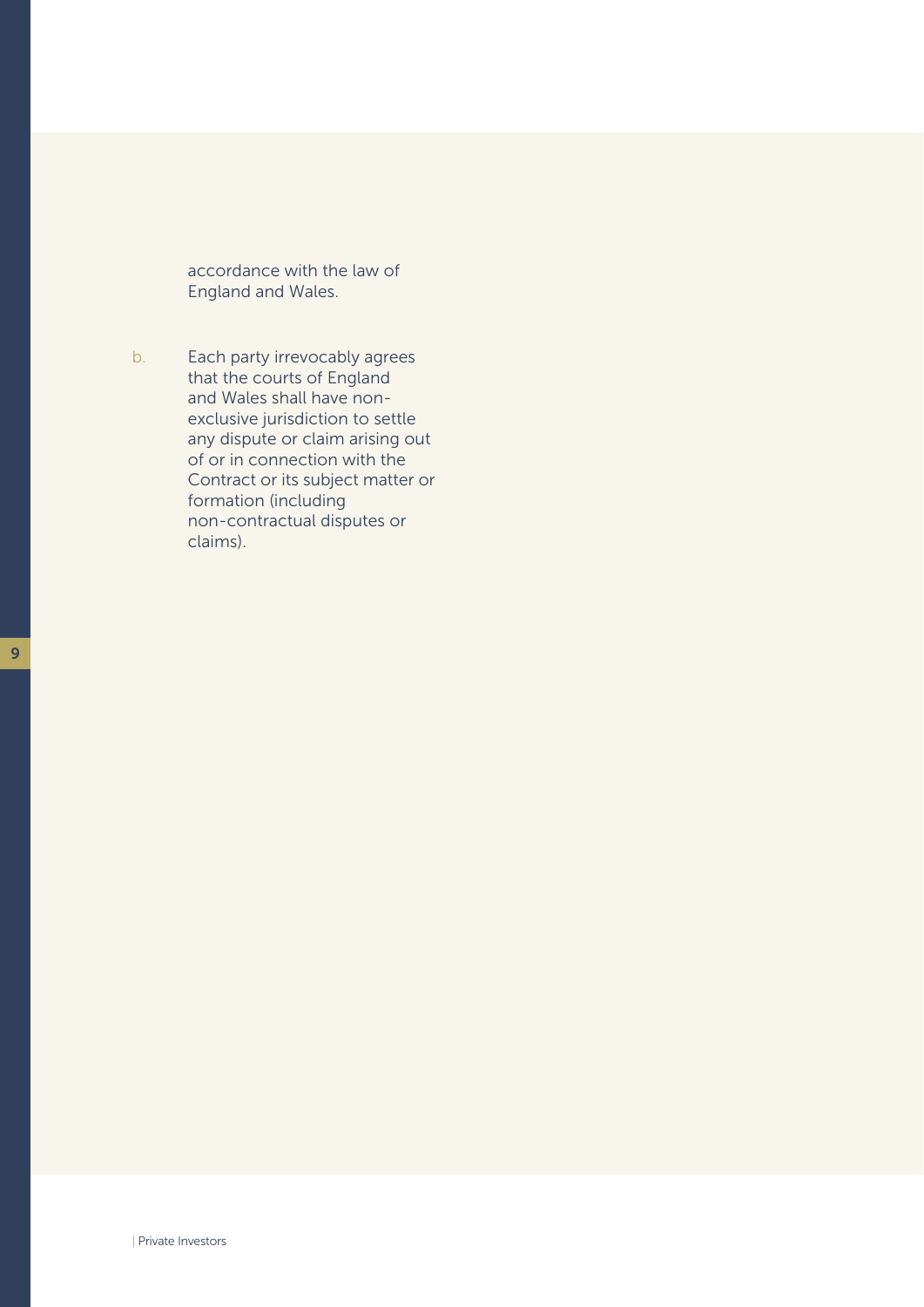accordance with the law of England and Wales.

b. Each party irrevocably agrees that the courts of England and Wales shall have non-exclusive jurisdiction to settle any dispute or claim arising out of or in connection with the Contract or its subject matter or formation (including non-contractual disputes or claims).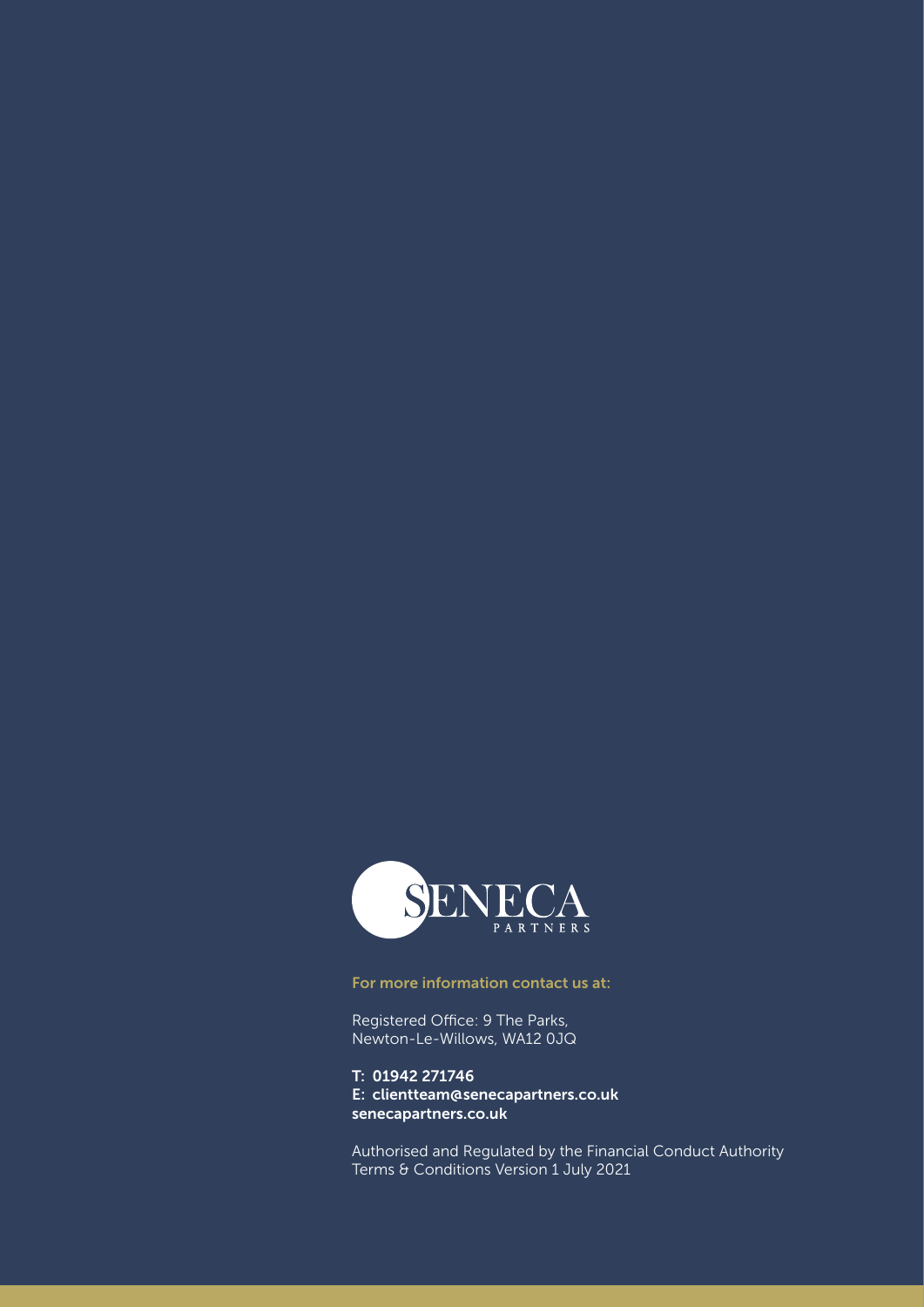SENECA
PARTNERS

For more information contact us at:

Registered Office: 9 The Parks,
Newton-Le-Willows, WA12 0JQ

**T: 01942 271746**
**E: clientteam@senecapartners.co.uk**
**senecapartners.co.uk**

Authorised and Regulated by the Financial Conduct Authority
Terms & Conditions Version 1 July 2021